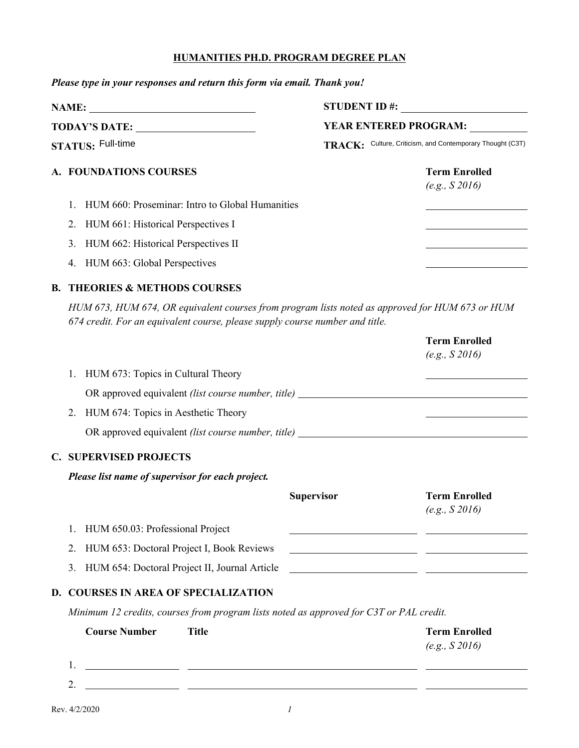# HUMANITIES PH.D. PROGRAM DEGREE PLAN

***Please type in your responses and return this form via email. Thank you!***

**NAME:** ______________________ **STUDENT ID #:** ______________________

**TODAY'S DATE:** ______________________ **YEAR ENTERED PROGRAM:** __________

**STATUS:** Full-time **TRACK:** Culture, Criticism, and Contemporary Thought (C3T)

## A. FOUNDATIONS COURSES

| | Term Enrolled *(e.g., S 2016)* |
|---|---|
| 1. HUM 660: Proseminar: Intro to Global Humanities | |
| 2. HUM 661: Historical Perspectives I | |
| 3. HUM 662: Historical Perspectives II | |
| 4. HUM 663: Global Perspectives | |

## B. THEORIES & METHODS COURSES

*HUM 673, HUM 674, OR equivalent courses from program lists noted as approved for HUM 673 or HUM 674 credit. For an equivalent course, please supply course number and title.*

| | Term Enrolled *(e.g., S 2016)* |
|---|---|
| 1. HUM 673: Topics in Cultural Theory | |
| OR approved equivalent *(list course number, title)* | |
| 2. HUM 674: Topics in Aesthetic Theory | |
| OR approved equivalent *(list course number, title)* | |

## C. SUPERVISED PROJECTS

***Please list name of supervisor for each project.***

| | Supervisor | Term Enrolled *(e.g., S 2016)* |
|---|---|---|
| 1. HUM 650.03: Professional Project | | |
| 2. HUM 653: Doctoral Project I, Book Reviews | | |
| 3. HUM 654: Doctoral Project II, Journal Article | | |

## D. COURSES IN AREA OF SPECIALIZATION

*Minimum 12 credits, courses from program lists noted as approved for C3T or PAL credit.*

| | Course Number | Title | Term Enrolled *(e.g., S 2016)* |
|---|---|---|---|
| 1. | | | |
| 2. | | | |

Rev. 4/2/2020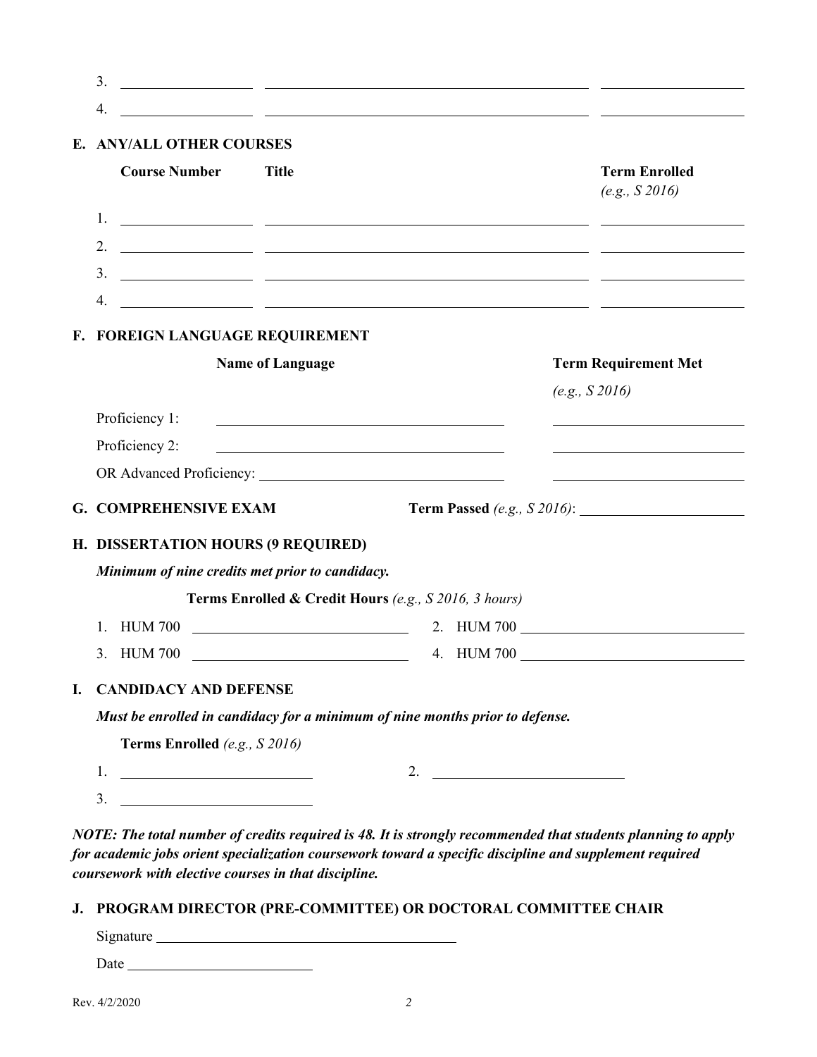3. \_\_\_\_\_\_\_\_\_\_ \_\_\_\_\_\_\_\_\_\_\_\_\_\_\_\_\_\_\_\_\_\_\_\_\_\_\_\_ \_\_\_\_\_\_\_\_\_\_

4. \_\_\_\_\_\_\_\_\_\_ \_\_\_\_\_\_\_\_\_\_\_\_\_\_\_\_\_\_\_\_\_\_\_\_\_\_\_\_ \_\_\_\_\_\_\_\_\_\_

## E. ANY/ALL OTHER COURSES

| | Course Number | Title | Term Enrolled *(e.g., S 2016)* |
|---|---|---|---|
| 1. | | | |
| 2. | | | |
| 3. | | | |
| 4. | | | |

## F. FOREIGN LANGUAGE REQUIREMENT

| | Name of Language | Term Requirement Met *(e.g., S 2016)* |
|---|---|---|
| Proficiency 1: | | |
| Proficiency 2: | | |
| OR Advanced Proficiency: | | |

## G. COMPREHENSIVE EXAM

**Term Passed** *(e.g., S 2016)*: \_\_\_\_\_\_\_\_\_\_\_\_\_\_\_\_\_\_\_\_

## H. DISSERTATION HOURS (9 REQUIRED)

***Minimum of nine credits met prior to candidacy.***

**Terms Enrolled & Credit Hours** *(e.g., S 2016, 3 hours)*

1. HUM 700 \_\_\_\_\_\_\_\_\_\_\_\_\_\_\_\_\_\_\_\_ 2. HUM 700 \_\_\_\_\_\_\_\_\_\_\_\_\_\_\_\_\_\_\_\_

3. HUM 700 \_\_\_\_\_\_\_\_\_\_\_\_\_\_\_\_\_\_\_\_ 4. HUM 700 \_\_\_\_\_\_\_\_\_\_\_\_\_\_\_\_\_\_\_\_

## I. CANDIDACY AND DEFENSE

***Must be enrolled in candidacy for a minimum of nine months prior to defense.***

**Terms Enrolled** *(e.g., S 2016)*

1. \_\_\_\_\_\_\_\_\_\_\_\_\_\_\_\_\_\_\_\_ 2. \_\_\_\_\_\_\_\_\_\_\_\_\_\_\_\_\_\_\_\_

3. \_\_\_\_\_\_\_\_\_\_\_\_\_\_\_\_\_\_\_\_

***NOTE: The total number of credits required is 48. It is strongly recommended that students planning to apply for academic jobs orient specialization coursework toward a specific discipline and supplement required coursework with elective courses in that discipline.***

## J. PROGRAM DIRECTOR (PRE-COMMITTEE) OR DOCTORAL COMMITTEE CHAIR

Signature \_\_\_\_\_\_\_\_\_\_\_\_\_\_\_\_\_\_\_\_\_\_\_\_\_\_\_\_\_\_

Date \_\_\_\_\_\_\_\_\_\_\_\_\_\_\_\_\_\_\_\_

Rev. 4/2/2020